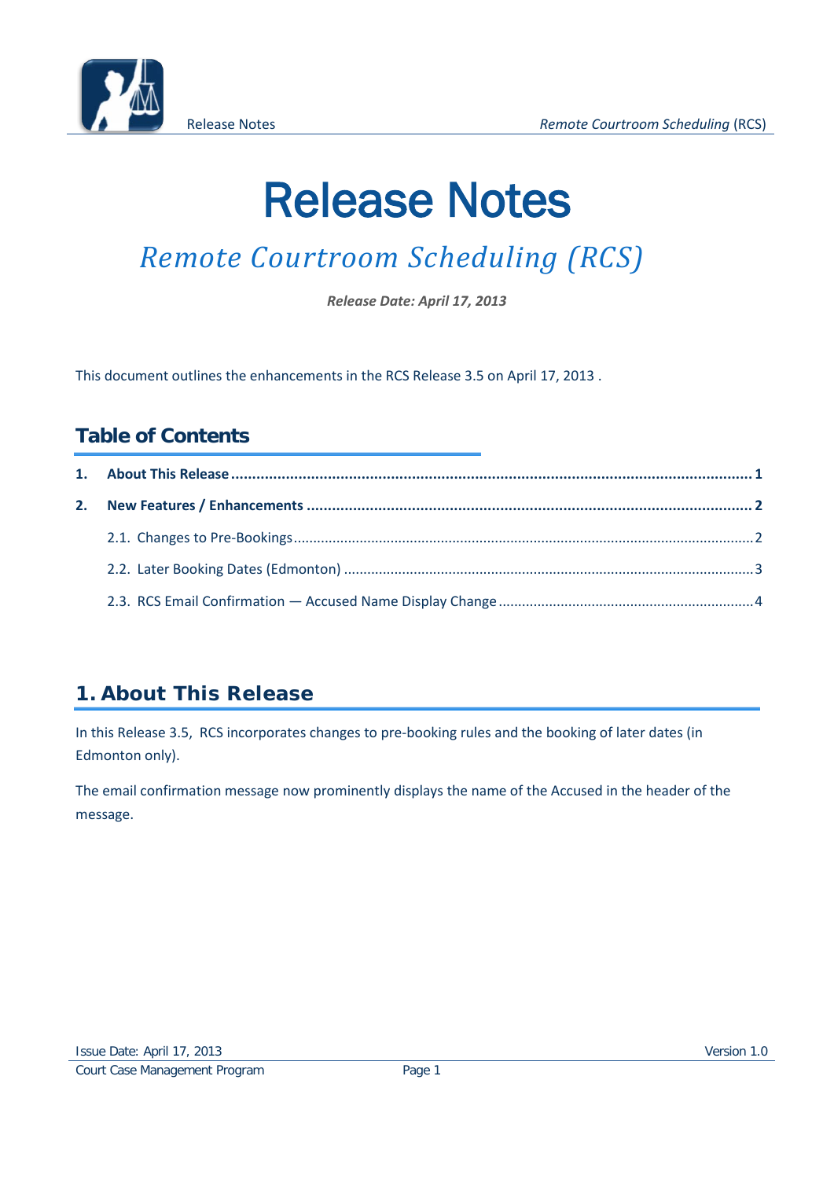# Release Notes

## *Remote Courtroom Scheduling (RCS)*

***Release Date: April 17, 2013***

This document outlines the enhancements in the RCS Release 3.5 on April 17, 2013 .

## Table of Contents

**1. About This Release ........................................................................................................... 1**

**2. New Features / Enhancements ........................................................................................... 2**

2.1. Changes to Pre-Bookings........................................................................................................2

2.2. Later Booking Dates (Edmonton) ...........................................................................................3

2.3. RCS Email Confirmation — Accused Name Display Change ....................................................4

## 1. About This Release

In this Release 3.5, RCS incorporates changes to pre-booking rules and the booking of later dates (in Edmonton only).

The email confirmation message now prominently displays the name of the Accused in the header of the message.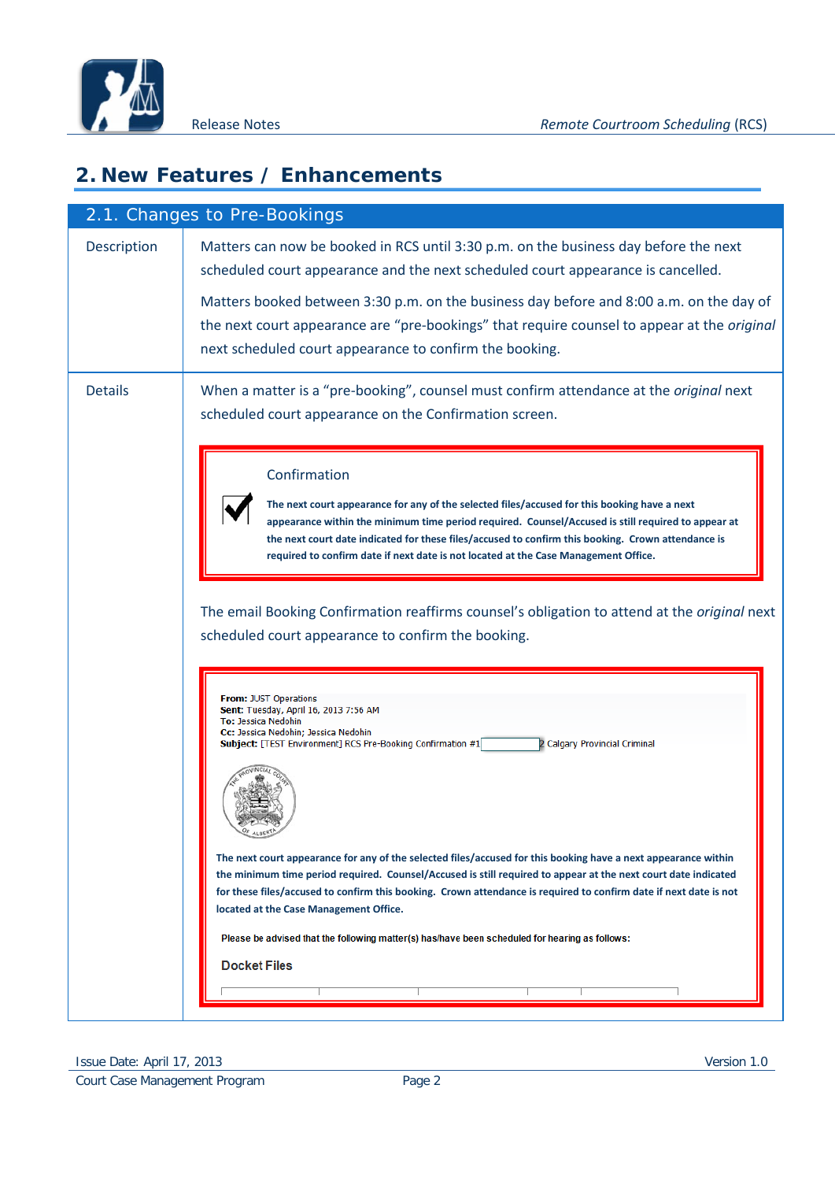## 2. New Features / Enhancements

### 2.1. Changes to Pre-Bookings

**Description**

Matters can now be booked in RCS until 3:30 p.m. on the business day before the next scheduled court appearance and the next scheduled court appearance is cancelled.

Matters booked between 3:30 p.m. on the business day before and 8:00 a.m. on the day of the next court appearance are "pre-bookings" that require counsel to appear at the *original* next scheduled court appearance to confirm the booking.

**Details**

When a matter is a "pre-booking", counsel must confirm attendance at the *original* next scheduled court appearance on the Confirmation screen.

> Confirmation
>
> ✔ **The next court appearance for any of the selected files/accused for this booking have a next appearance within the minimum time period required. Counsel/Accused is still required to appear at the next court date indicated for these files/accused to confirm this booking. Crown attendance is required to confirm date if next date is not located at the Case Management Office.**

The email Booking Confirmation reaffirms counsel's obligation to attend at the *original* next scheduled court appearance to confirm the booking.

> **From:** JUST Operations
> **Sent:** Tuesday, April 16, 2013 7:56 AM
> **To:** Jessica Nedohin
> **Cc:** Jessica Nedohin; Jessica Nedohin
> **Subject:** [TEST Environment] RCS Pre-Booking Confirmation #1 2 Calgary Provincial Criminal
>
> **The next court appearance for any of the selected files/accused for this booking have a next appearance within the minimum time period required. Counsel/Accused is still required to appear at the next court date indicated for these files/accused to confirm this booking. Crown attendance is required to confirm date if next date is not located at the Case Management Office.**
>
> Please be advised that the following matter(s) has/have been scheduled for hearing as follows:
>
> **Docket Files**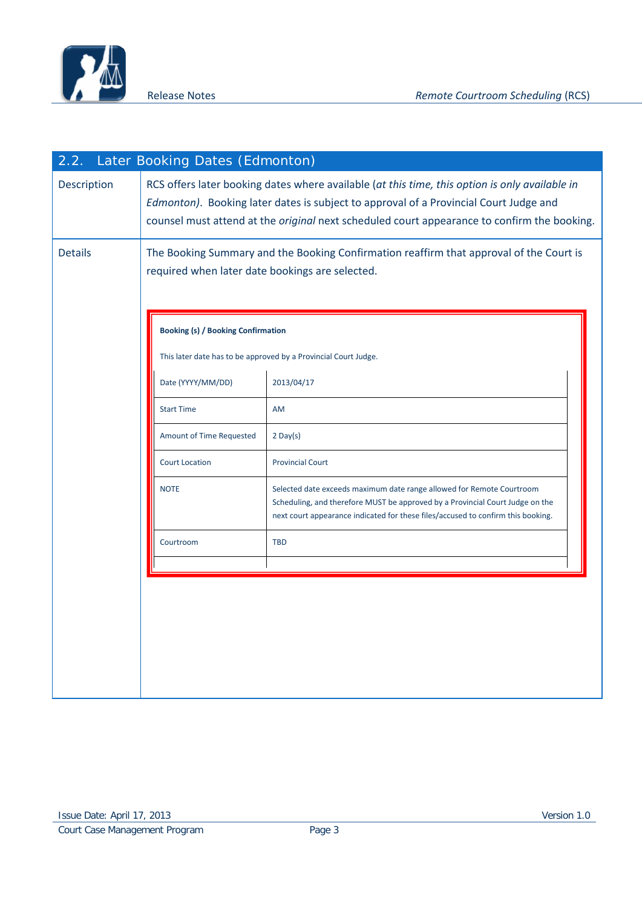## 2.2. Later Booking Dates (Edmonton)

| | |
|---|---|
| Description | RCS offers later booking dates where available (*at this time, this option is only available in Edmonton)*. Booking later dates is subject to approval of a Provincial Court Judge and counsel must attend at the *original* next scheduled court appearance to confirm the booking. |
| Details | The Booking Summary and the Booking Confirmation reaffirm that approval of the Court is required when later date bookings are selected. |

**Booking (s) / Booking Confirmation**

This later date has to be approved by a Provincial Court Judge.

| Date (YYYY/MM/DD) | 2013/04/17 |
|---|---|
| Start Time | AM |
| Amount of Time Requested | 2 Day(s) |
| Court Location | Provincial Court |
| NOTE | Selected date exceeds maximum date range allowed for Remote Courtroom Scheduling, and therefore MUST be approved by a Provincial Court Judge on the next court appearance indicated for these files/accused to confirm this booking. |
| Courtroom | TBD |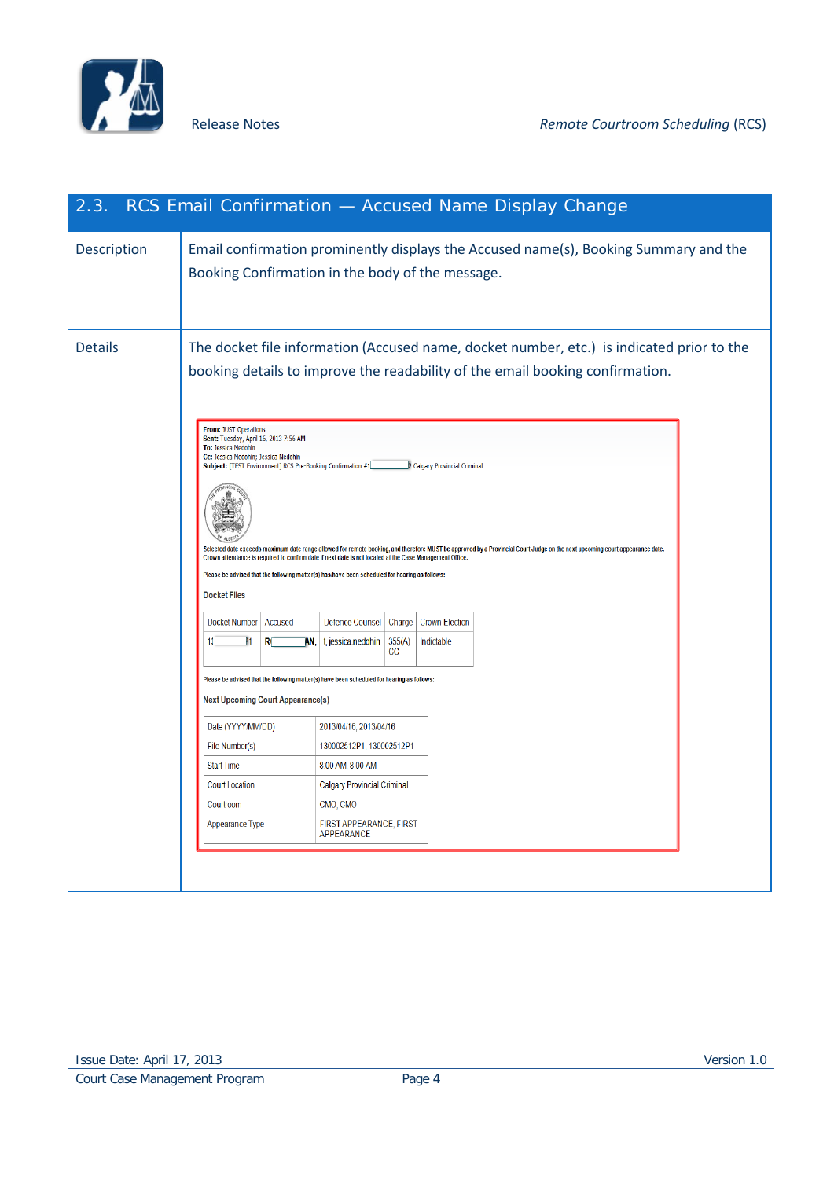## 2.3. RCS Email Confirmation — Accused Name Display Change

| | |
|---|---|
| Description | Email confirmation prominently displays the Accused name(s), Booking Summary and the Booking Confirmation in the body of the message. |
| Details | The docket file information (Accused name, docket number, etc.) is indicated prior to the booking details to improve the readability of the email booking confirmation. |

**From:** JUST Operations
**Sent:** Tuesday, April 16, 2013 7:56 AM
**To:** Jessica Nedohin
**Cc:** Jessica Nedohin; Jessica Nedohin
**Subject:** [TEST Environment] RCS Pre-Booking Confirmation #1 2 Calgary Provincial Criminal

Selected date exceeds maximum date range allowed for remote booking, and therefore MUST be approved by a Provincial Court Judge on the next upcoming court appearance date. Crown attendance is required to confirm date if next date is not located at the Case Management Office.

Please be advised that the following matter(s) has/have been scheduled for hearing as follows:

**Docket Files**

| Docket Number | Accused | Defence Counsel | Charge | Crown Election |
|---|---|---|---|---|
| 1 1 | R AN, | l, jessica nedohin | 355(A) CC | Indictable |

Please be advised that the following matter(s) have been scheduled for hearing as follows:

**Next Upcoming Court Appearance(s)**

| | |
|---|---|
| Date (YYYY/MM/DD) | 2013/04/16, 2013/04/16 |
| File Number(s) | 130002512P1, 130002512P1 |
| Start Time | 8:00 AM, 8:00 AM |
| Court Location | Calgary Provincial Criminal |
| Courtroom | CMO, CMO |
| Appearance Type | FIRST APPEARANCE, FIRST APPEARANCE |